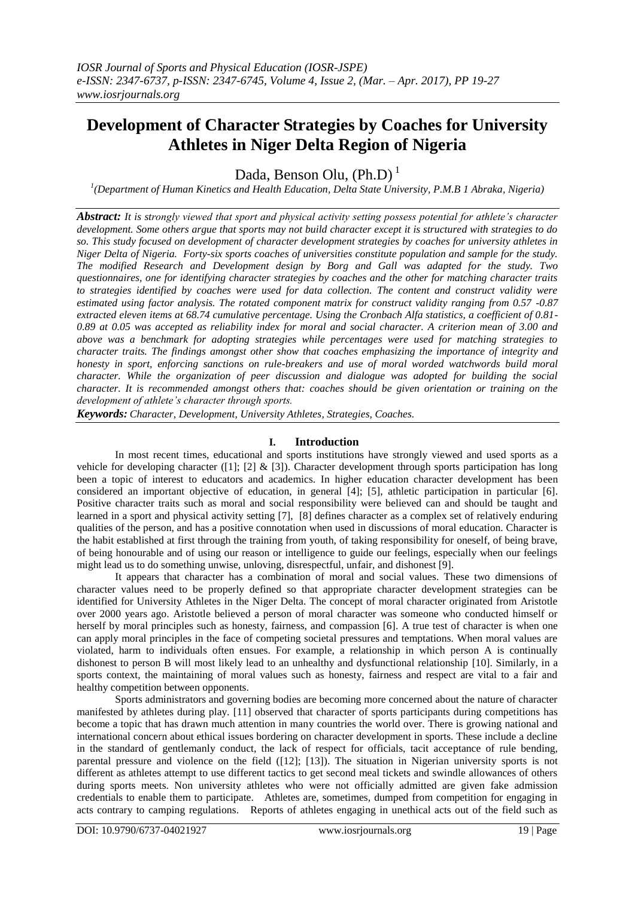# Development of Character Strategies by Coaches for University Athletes in Niger Delta Region of Nigeria

Dada, Benson Olu, (Ph.D) [1]

[1](Department of Human Kinetics and Health Education, Delta State University, P.M.B 1 Abraka, Nigeria)

***Abstract:*** *It is strongly viewed that sport and physical activity setting possess potential for athlete's character development. Some others argue that sports may not build character except it is structured with strategies to do so. This study focused on development of character development strategies by coaches for university athletes in Niger Delta of Nigeria. Forty-six sports coaches of universities constitute population and sample for the study. The modified Research and Development design by Borg and Gall was adapted for the study. Two questionnaires, one for identifying character strategies by coaches and the other for matching character traits to strategies identified by coaches were used for data collection. The content and construct validity were estimated using factor analysis. The rotated component matrix for construct validity ranging from 0.57 -0.87 extracted eleven items at 68.74 cumulative percentage. Using the Cronbach Alfa statistics, a coefficient of 0.81-0.89 at 0.05 was accepted as reliability index for moral and social character. A criterion mean of 3.00 and above was a benchmark for adopting strategies while percentages were used for matching strategies to character traits. The findings amongst other show that coaches emphasizing the importance of integrity and honesty in sport, enforcing sanctions on rule-breakers and use of moral worded watchwords build moral character. While the organization of peer discussion and dialogue was adopted for building the social character. It is recommended amongst others that: coaches should be given orientation or training on the development of athlete's character through sports.*

***Keywords:*** *Character, Development, University Athletes, Strategies, Coaches.*

## I. Introduction

In most recent times, educational and sports institutions have strongly viewed and used sports as a vehicle for developing character ([1]; [2] & [3]). Character development through sports participation has long been a topic of interest to educators and academics. In higher education character development has been considered an important objective of education, in general [4]; [5], athletic participation in particular [6]. Positive character traits such as moral and social responsibility were believed can and should be taught and learned in a sport and physical activity setting [7], [8] defines character as a complex set of relatively enduring qualities of the person, and has a positive connotation when used in discussions of moral education. Character is the habit established at first through the training from youth, of taking responsibility for oneself, of being brave, of being honourable and of using our reason or intelligence to guide our feelings, especially when our feelings might lead us to do something unwise, unloving, disrespectful, unfair, and dishonest [9].

It appears that character has a combination of moral and social values. These two dimensions of character values need to be properly defined so that appropriate character development strategies can be identified for University Athletes in the Niger Delta. The concept of moral character originated from Aristotle over 2000 years ago. Aristotle believed a person of moral character was someone who conducted himself or herself by moral principles such as honesty, fairness, and compassion [6]. A true test of character is when one can apply moral principles in the face of competing societal pressures and temptations. When moral values are violated, harm to individuals often ensues. For example, a relationship in which person A is continually dishonest to person B will most likely lead to an unhealthy and dysfunctional relationship [10]. Similarly, in a sports context, the maintaining of moral values such as honesty, fairness and respect are vital to a fair and healthy competition between opponents.

Sports administrators and governing bodies are becoming more concerned about the nature of character manifested by athletes during play. [11] observed that character of sports participants during competitions has become a topic that has drawn much attention in many countries the world over. There is growing national and international concern about ethical issues bordering on character development in sports. These include a decline in the standard of gentlemanly conduct, the lack of respect for officials, tacit acceptance of rule bending, parental pressure and violence on the field ([12]; [13]). The situation in Nigerian university sports is not different as athletes attempt to use different tactics to get second meal tickets and swindle allowances of others during sports meets. Non university athletes who were not officially admitted are given fake admission credentials to enable them to participate. Athletes are, sometimes, dumped from competition for engaging in acts contrary to camping regulations. Reports of athletes engaging in unethical acts out of the field such as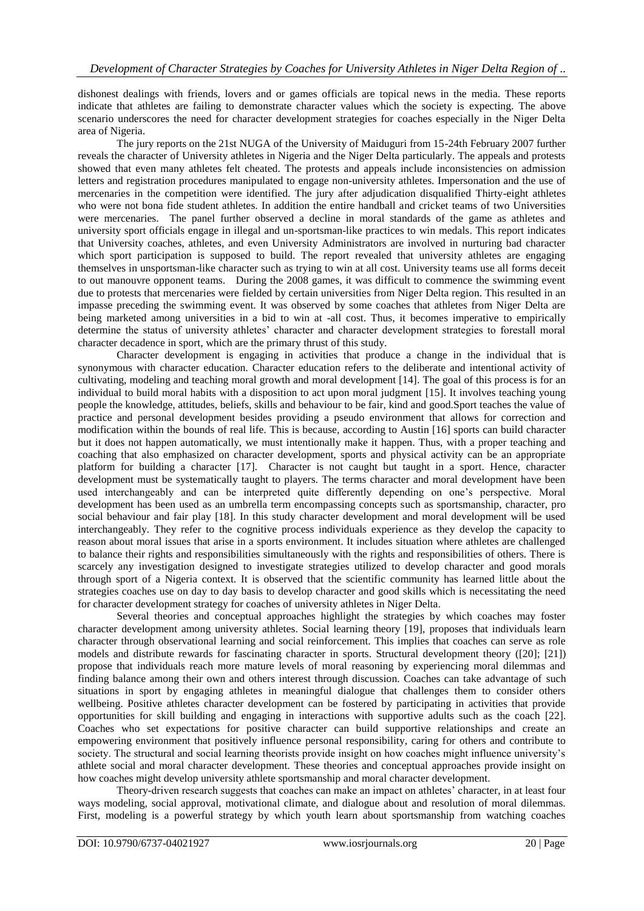dishonest dealings with friends, lovers and or games officials are topical news in the media. These reports indicate that athletes are failing to demonstrate character values which the society is expecting. The above scenario underscores the need for character development strategies for coaches especially in the Niger Delta area of Nigeria.

The jury reports on the 21st NUGA of the University of Maiduguri from 15-24th February 2007 further reveals the character of University athletes in Nigeria and the Niger Delta particularly. The appeals and protests showed that even many athletes felt cheated. The protests and appeals include inconsistencies on admission letters and registration procedures manipulated to engage non-university athletes. Impersonation and the use of mercenaries in the competition were identified. The jury after adjudication disqualified Thirty-eight athletes who were not bona fide student athletes. In addition the entire handball and cricket teams of two Universities were mercenaries. The panel further observed a decline in moral standards of the game as athletes and university sport officials engage in illegal and un-sportsman-like practices to win medals. This report indicates that University coaches, athletes, and even University Administrators are involved in nurturing bad character which sport participation is supposed to build. The report revealed that university athletes are engaging themselves in unsportsman-like character such as trying to win at all cost. University teams use all forms deceit to out manouvre opponent teams. During the 2008 games, it was difficult to commence the swimming event due to protests that mercenaries were fielded by certain universities from Niger Delta region. This resulted in an impasse preceding the swimming event. It was observed by some coaches that athletes from Niger Delta are being marketed among universities in a bid to win at -all cost. Thus, it becomes imperative to empirically determine the status of university athletes' character and character development strategies to forestall moral character decadence in sport, which are the primary thrust of this study.

Character development is engaging in activities that produce a change in the individual that is synonymous with character education. Character education refers to the deliberate and intentional activity of cultivating, modeling and teaching moral growth and moral development [14]. The goal of this process is for an individual to build moral habits with a disposition to act upon moral judgment [15]. It involves teaching young people the knowledge, attitudes, beliefs, skills and behaviour to be fair, kind and good.Sport teaches the value of practice and personal development besides providing a pseudo environment that allows for correction and modification within the bounds of real life. This is because, according to Austin [16] sports can build character but it does not happen automatically, we must intentionally make it happen. Thus, with a proper teaching and coaching that also emphasized on character development, sports and physical activity can be an appropriate platform for building a character [17]. Character is not caught but taught in a sport. Hence, character development must be systematically taught to players. The terms character and moral development have been used interchangeably and can be interpreted quite differently depending on one's perspective. Moral development has been used as an umbrella term encompassing concepts such as sportsmanship, character, pro social behaviour and fair play [18]. In this study character development and moral development will be used interchangeably. They refer to the cognitive process individuals experience as they develop the capacity to reason about moral issues that arise in a sports environment. It includes situation where athletes are challenged to balance their rights and responsibilities simultaneously with the rights and responsibilities of others. There is scarcely any investigation designed to investigate strategies utilized to develop character and good morals through sport of a Nigeria context. It is observed that the scientific community has learned little about the strategies coaches use on day to day basis to develop character and good skills which is necessitating the need for character development strategy for coaches of university athletes in Niger Delta.

Several theories and conceptual approaches highlight the strategies by which coaches may foster character development among university athletes. Social learning theory [19], proposes that individuals learn character through observational learning and social reinforcement. This implies that coaches can serve as role models and distribute rewards for fascinating character in sports. Structural development theory ([20]; [21]) propose that individuals reach more mature levels of moral reasoning by experiencing moral dilemmas and finding balance among their own and others interest through discussion. Coaches can take advantage of such situations in sport by engaging athletes in meaningful dialogue that challenges them to consider others wellbeing. Positive athletes character development can be fostered by participating in activities that provide opportunities for skill building and engaging in interactions with supportive adults such as the coach [22]. Coaches who set expectations for positive character can build supportive relationships and create an empowering environment that positively influence personal responsibility, caring for others and contribute to society. The structural and social learning theorists provide insight on how coaches might influence university's athlete social and moral character development. These theories and conceptual approaches provide insight on how coaches might develop university athlete sportsmanship and moral character development.

Theory-driven research suggests that coaches can make an impact on athletes' character, in at least four ways modeling, social approval, motivational climate, and dialogue about and resolution of moral dilemmas. First, modeling is a powerful strategy by which youth learn about sportsmanship from watching coaches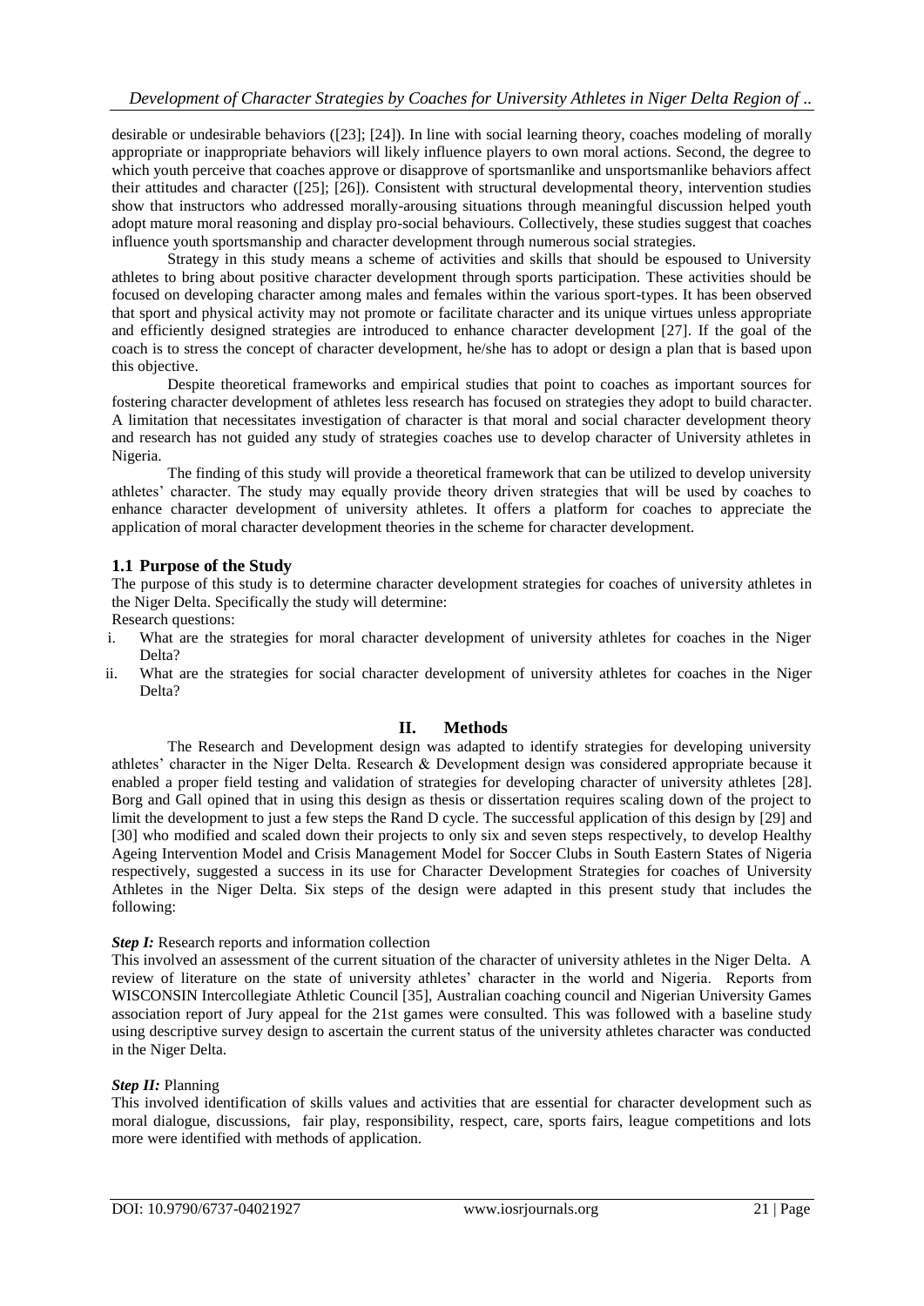desirable or undesirable behaviors ([23]; [24]). In line with social learning theory, coaches modeling of morally appropriate or inappropriate behaviors will likely influence players to own moral actions. Second, the degree to which youth perceive that coaches approve or disapprove of sportsmanlike and unsportsmanlike behaviors affect their attitudes and character ([25]; [26]). Consistent with structural developmental theory, intervention studies show that instructors who addressed morally-arousing situations through meaningful discussion helped youth adopt mature moral reasoning and display pro-social behaviours. Collectively, these studies suggest that coaches influence youth sportsmanship and character development through numerous social strategies.

Strategy in this study means a scheme of activities and skills that should be espoused to University athletes to bring about positive character development through sports participation. These activities should be focused on developing character among males and females within the various sport-types. It has been observed that sport and physical activity may not promote or facilitate character and its unique virtues unless appropriate and efficiently designed strategies are introduced to enhance character development [27]. If the goal of the coach is to stress the concept of character development, he/she has to adopt or design a plan that is based upon this objective.

Despite theoretical frameworks and empirical studies that point to coaches as important sources for fostering character development of athletes less research has focused on strategies they adopt to build character. A limitation that necessitates investigation of character is that moral and social character development theory and research has not guided any study of strategies coaches use to develop character of University athletes in Nigeria.

The finding of this study will provide a theoretical framework that can be utilized to develop university athletes' character. The study may equally provide theory driven strategies that will be used by coaches to enhance character development of university athletes. It offers a platform for coaches to appreciate the application of moral character development theories in the scheme for character development.

## 1.1 Purpose of the Study

The purpose of this study is to determine character development strategies for coaches of university athletes in the Niger Delta. Specifically the study will determine:

Research questions:

i. What are the strategies for moral character development of university athletes for coaches in the Niger Delta?
ii. What are the strategies for social character development of university athletes for coaches in the Niger Delta?

# II. Methods

The Research and Development design was adapted to identify strategies for developing university athletes' character in the Niger Delta. Research & Development design was considered appropriate because it enabled a proper field testing and validation of strategies for developing character of university athletes [28]. Borg and Gall opined that in using this design as thesis or dissertation requires scaling down of the project to limit the development to just a few steps the Rand D cycle. The successful application of this design by [29] and [30] who modified and scaled down their projects to only six and seven steps respectively, to develop Healthy Ageing Intervention Model and Crisis Management Model for Soccer Clubs in South Eastern States of Nigeria respectively, suggested a success in its use for Character Development Strategies for coaches of University Athletes in the Niger Delta. Six steps of the design were adapted in this present study that includes the following:

***Step I:*** Research reports and information collection

This involved an assessment of the current situation of the character of university athletes in the Niger Delta. A review of literature on the state of university athletes' character in the world and Nigeria. Reports from WISCONSIN Intercollegiate Athletic Council [35], Australian coaching council and Nigerian University Games association report of Jury appeal for the 21st games were consulted. This was followed with a baseline study using descriptive survey design to ascertain the current status of the university athletes character was conducted in the Niger Delta.

***Step II:*** Planning

This involved identification of skills values and activities that are essential for character development such as moral dialogue, discussions, fair play, responsibility, respect, care, sports fairs, league competitions and lots more were identified with methods of application.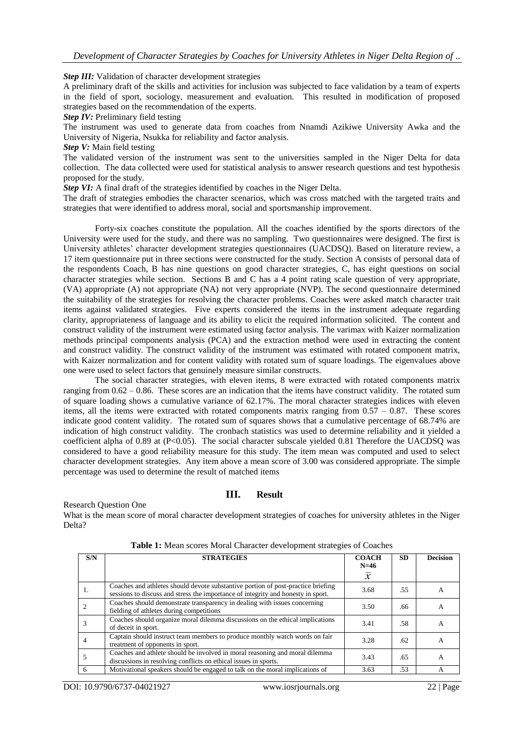***Step III:*** Validation of character development strategies

A preliminary draft of the skills and activities for inclusion was subjected to face validation by a team of experts in the field of sport, sociology, measurement and evaluation. This resulted in modification of proposed strategies based on the recommendation of the experts.

***Step IV:*** Preliminary field testing

The instrument was used to generate data from coaches from Nnamdi Azikiwe University Awka and the University of Nigeria, Nsukka for reliability and factor analysis.

***Step V:*** Main field testing

The validated version of the instrument was sent to the universities sampled in the Niger Delta for data collection. The data collected were used for statistical analysis to answer research questions and test hypothesis proposed for the study.

***Step VI:*** A final draft of the strategies identified by coaches in the Niger Delta.

The draft of strategies embodies the character scenarios, which was cross matched with the targeted traits and strategies that were identified to address moral, social and sportsmanship improvement.

Forty-six coaches constitute the population. All the coaches identified by the sports directors of the University were used for the study, and there was no sampling. Two questionnaires were designed. The first is University athletes' character development strategies questionnaires (UACDSQ). Based on literature review, a 17 item questionnaire put in three sections were constructed for the study. Section A consists of personal data of the respondents Coach, B has nine questions on good character strategies, C, has eight questions on social character strategies while section. Sections B and C has a 4 point rating scale question of very appropriate, (VA) appropriate (A) not appropriate (NA) not very appropriate (NVP). The second questionnaire determined the suitability of the strategies for resolving the character problems. Coaches were asked match character trait items against validated strategies. Five experts considered the items in the instrument adequate regarding clarity, appropriateness of language and its ability to elicit the required information solicited. The content and construct validity of the instrument were estimated using factor analysis. The varimax with Kaizer normalization methods principal components analysis (PCA) and the extraction method were used in extracting the content and construct validity. The construct validity of the instrument was estimated with rotated component matrix, with Kaizer normalization and for content validity with rotated sum of square loadings. The eigenvalues above one were used to select factors that genuinely measure similar constructs.

The social character strategies, with eleven items, 8 were extracted with rotated components matrix ranging from 0.62 – 0.86. These scores are an indication that the items have construct validity. The rotated sum of square loading shows a cumulative variance of 62.17%. The moral character strategies indices with eleven items, all the items were extracted with rotated components matrix ranging from 0.57 – 0.87. These scores indicate good content validity. The rotated sum of squares shows that a cumulative percentage of 68.74% are indication of high construct validity. The cronbach statistics was used to determine reliability and it yielded a coefficient alpha of 0.89 at ($P<0.05$). The social character subscale yielded 0.81 Therefore the UACDSQ was considered to have a good reliability measure for this study. The item mean was computed and used to select character development strategies. Any item above a mean score of 3.00 was considered appropriate. The simple percentage was used to determine the result of matched items

## III. Result

Research Question One

What is the mean score of moral character development strategies of coaches for university athletes in the Niger Delta?

**Table 1:** Mean scores Moral Character development strategies of Coaches

| S/N | STRATEGIES | COACH N=46 $\bar{x}$ | SD | Decision |
|---|---|---|---|---|
| 1. | Coaches and athletes should devote substantive portion of post-practice briefing sessions to discuss and stress the importance of integrity and honesty in sport. | 3.68 | .55 | A |
| 2 | Coaches should demonstrate transparency in dealing with issues concerning fielding of athletes during competitions | 3.50 | .66 | A |
| 3 | Coaches should organize moral dilemma discussions on the ethical implications of deceit in sport. | 3.41 | .58 | A |
| 4 | Captain should instruct team members to produce monthly watch words on fair treatment of opponents in sport. | 3.28 | .62 | A |
| 5 | Coaches and athlete should be involved in moral reasoning and moral dilemma discussions in resolving conflicts on ethical issues in sports. | 3.43 | .65 | A |
| 6 | Motivational speakers should be engaged to talk on the moral implications of | 3.63 | .53 | A |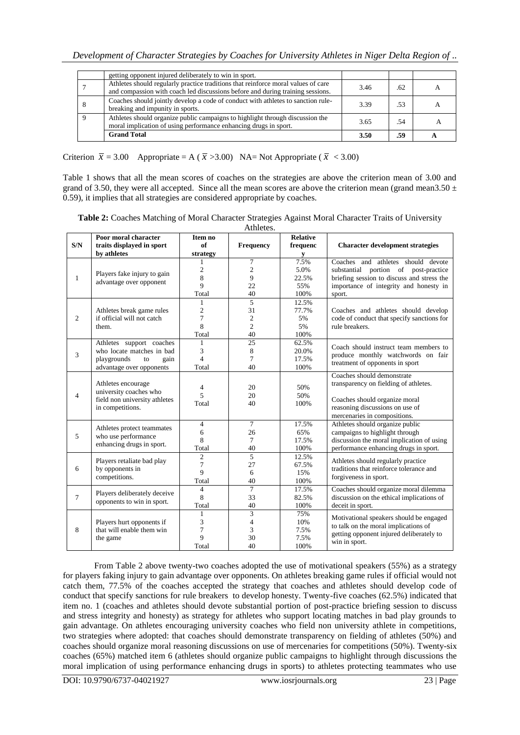|   | getting opponent injured deliberately to win in sport. |   |   |   |
|---|---|---|---|---|
| 7 | Athletes should regularly practice traditions that reinforce moral values of care and compassion with coach led discussions before and during training sessions. | 3.46 | .62 | A |
| 8 | Coaches should jointly develop a code of conduct with athletes to sanction rule-breaking and impunity in sports. | 3.39 | .53 | A |
| 9 | Athletes should organize public campaigns to highlight through discussion the moral implication of using performance enhancing drugs in sport. | 3.65 | .54 | A |
|   | **Grand Total** | **3.50** | **.59** | **A** |

Criterion $\bar{x}$ = 3.00 Appropriate = A ($\bar{x}$ >3.00) NA= Not Appropriate ($\bar{x}$ < 3.00)

Table 1 shows that all the mean scores of coaches on the strategies are above the criterion mean of 3.00 and grand of 3.50, they were all accepted. Since all the mean scores are above the criterion mean (grand mean3.50 ± 0.59), it implies that all strategies are considered appropriate by coaches.

**Table 2:** Coaches Matching of Moral Character Strategies Against Moral Character Traits of University Athletes.

| S/N | Poor moral character traits displayed in sport by athletes | Item no of strategy | Frequency | Relative frequency | Character development strategies |
|---|---|---|---|---|---|
| 1 | Players fake injury to gain advantage over opponent | 1<br>2<br>8<br>9<br>Total | 7<br>2<br>9<br>22<br>40 | 7.5%<br>5.0%<br>22.5%<br>55%<br>100% | Coaches and athletes should devote substantial portion of post-practice briefing session to discuss and stress the importance of integrity and honesty in sport. |
| 2 | Athletes break game rules if official will not catch them. | 1<br>2<br>7<br>8<br>Total | 5<br>31<br>2<br>2<br>40 | 12.5%<br>77.7%<br>5%<br>5%<br>100% | Coaches and athletes should develop code of conduct that specify sanctions for rule breakers. |
| 3 | Athletes support coaches who locate matches in bad playgrounds to gain advantage over opponents | 1<br>3<br>4<br>Total | 25<br>8<br>7<br>40 | 62.5%<br>20.0%<br>17.5%<br>100% | Coach should instruct team members to produce monthly watchwords on fair treatment of opponents in sport |
| 4 | Athletes encourage university coaches who field non university athletes in competitions. | 4<br>5<br>Total | 20<br>20<br>40 | 50%<br>50%<br>100% | Coaches should demonstrate transparency on fielding of athletes.<br><br>Coaches should organize moral reasoning discussions on use of mercenaries in compositions. |
| 5 | Athletes protect teammates who use performance enhancing drugs in sport. | 4<br>6<br>8<br>Total | 7<br>26<br>7<br>40 | 17.5%<br>65%<br>17.5%<br>100% | Athletes should organize public campaigns to highlight through discussion the moral implication of using performance enhancing drugs in sport. |
| 6 | Players retaliate bad play by opponents in competitions. | 2<br>7<br>9<br>Total | 5<br>27<br>6<br>40 | 12.5%<br>67.5%<br>15%<br>100% | Athletes should regularly practice traditions that reinforce tolerance and forgiveness in sport. |
| 7 | Players deliberately deceive opponents to win in sport. | 4<br>8<br>Total | 7<br>33<br>40 | 17.5%<br>82.5%<br>100% | Coaches should organize moral dilemma discussion on the ethical implications of deceit in sport. |
| 8 | Players hurt opponents if that will enable them win the game | 1<br>3<br>7<br>9<br>Total | 3<br>4<br>3<br>30<br>40 | 75%<br>10%<br>7.5%<br>7.5%<br>100% | Motivational speakers should be engaged to talk on the moral implications of getting opponent injured deliberately to win in sport. |

From Table 2 above twenty-two coaches adopted the use of motivational speakers (55%) as a strategy for players faking injury to gain advantage over opponents. On athletes breaking game rules if official would not catch them, 77.5% of the coaches accepted the strategy that coaches and athletes should develop code of conduct that specify sanctions for rule breakers to develop honesty. Twenty-five coaches (62.5%) indicated that item no. 1 (coaches and athletes should devote substantial portion of post-practice briefing session to discuss and stress integrity and honesty) as strategy for athletes who support locating matches in bad play grounds to gain advantage. On athletes encouraging university coaches who field non university athlete in competitions, two strategies where adopted: that coaches should demonstrate transparency on fielding of athletes (50%) and coaches should organize moral reasoning discussions on use of mercenaries for competitions (50%). Twenty-six coaches (65%) matched item 6 (athletes should organize public campaigns to highlight through discussions the moral implication of using performance enhancing drugs in sports) to athletes protecting teammates who use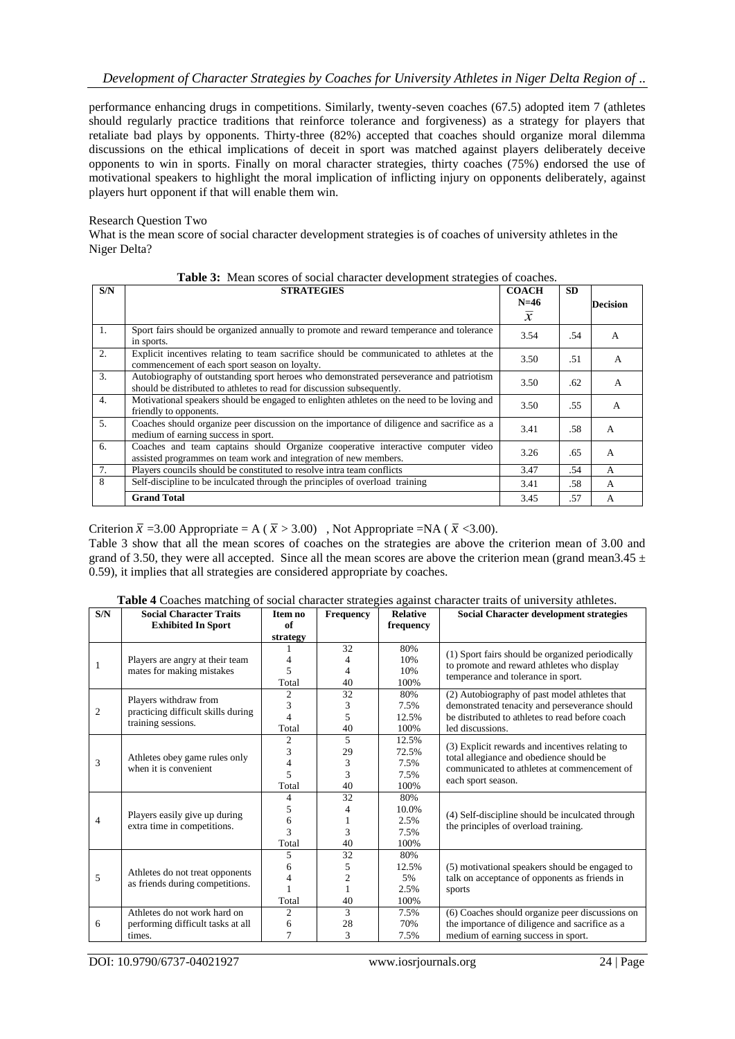performance enhancing drugs in competitions. Similarly, twenty-seven coaches (67.5) adopted item 7 (athletes should regularly practice traditions that reinforce tolerance and forgiveness) as a strategy for players that retaliate bad plays by opponents. Thirty-three (82%) accepted that coaches should organize moral dilemma discussions on the ethical implications of deceit in sport was matched against players deliberately deceive opponents to win in sports. Finally on moral character strategies, thirty coaches (75%) endorsed the use of motivational speakers to highlight the moral implication of inflicting injury on opponents deliberately, against players hurt opponent if that will enable them win.

Research Question Two

What is the mean score of social character development strategies is of coaches of university athletes in the Niger Delta?

**Table 3:** Mean scores of social character development strategies of coaches.

| S/N | STRATEGIES | COACH N=46 $\bar{x}$ | SD | Decision |
|---|---|---|---|---|
| 1. | Sport fairs should be organized annually to promote and reward temperance and tolerance in sports. | 3.54 | .54 | A |
| 2. | Explicit incentives relating to team sacrifice should be communicated to athletes at the commencement of each sport season on loyalty. | 3.50 | .51 | A |
| 3. | Autobiography of outstanding sport heroes who demonstrated perseverance and patriotism should be distributed to athletes to read for discussion subsequently. | 3.50 | .62 | A |
| 4. | Motivational speakers should be engaged to enlighten athletes on the need to be loving and friendly to opponents. | 3.50 | .55 | A |
| 5. | Coaches should organize peer discussion on the importance of diligence and sacrifice as a medium of earning success in sport. | 3.41 | .58 | A |
| 6. | Coaches and team captains should Organize cooperative interactive computer video assisted programmes on team work and integration of new members. | 3.26 | .65 | A |
| 7. | Players councils should be constituted to resolve intra team conflicts | 3.47 | .54 | A |
| 8 | Self-discipline to be inculcated through the principles of overload training | 3.41 | .58 | A |
| | **Grand Total** | 3.45 | .57 | A |

Criterion $\bar{x}$ =3.00 Appropriate = A ( $\bar{x}$ > 3.00) , Not Appropriate =NA ( $\bar{x}$ <3.00).

Table 3 show that all the mean scores of coaches on the strategies are above the criterion mean of 3.00 and grand of 3.50, they were all accepted. Since all the mean scores are above the criterion mean (grand mean3.45 ± 0.59), it implies that all strategies are considered appropriate by coaches.

**Table 4** Coaches matching of social character strategies against character traits of university athletes.

| S/N | Social Character Traits Exhibited In Sport | Item no of strategy | Frequency | Relative frequency | Social Character development strategies |
|---|---|---|---|---|---|
| 1 | Players are angry at their team mates for making mistakes | 1<br>4<br>5<br>Total | 32<br>4<br>4<br>40 | 80%<br>10%<br>10%<br>100% | (1) Sport fairs should be organized periodically to promote and reward athletes who display temperance and tolerance in sport. |
| 2 | Players withdraw from practicing difficult skills during training sessions. | 2<br>3<br>4<br>Total | 32<br>3<br>5<br>40 | 80%<br>7.5%<br>12.5%<br>100% | (2) Autobiography of past model athletes that demonstrated tenacity and perseverance should be distributed to athletes to read before coach led discussions. |
| 3 | Athletes obey game rules only when it is convenient | 2<br>3<br>4<br>5<br>Total | 5<br>29<br>3<br>3<br>40 | 12.5%<br>72.5%<br>7.5%<br>7.5%<br>100% | (3) Explicit rewards and incentives relating to total allegiance and obedience should be communicated to athletes at commencement of each sport season. |
| 4 | Players easily give up during extra time in competitions. | 4<br>5<br>6<br>3<br>Total | 32<br>4<br>1<br>3<br>40 | 80%<br>10.0%<br>2.5%<br>7.5%<br>100% | (4) Self-discipline should be inculcated through the principles of overload training. |
| 5 | Athletes do not treat opponents as friends during competitions. | 5<br>6<br>4<br>1<br>Total | 32<br>5<br>2<br>1<br>40 | 80%<br>12.5%<br>5%<br>2.5%<br>100% | (5) motivational speakers should be engaged to talk on acceptance of opponents as friends in sports |
| 6 | Athletes do not work hard on performing difficult tasks at all times. | 2<br>6<br>7 | 3<br>28<br>3 | 7.5%<br>70%<br>7.5% | (6) Coaches should organize peer discussions on the importance of diligence and sacrifice as a medium of earning success in sport. |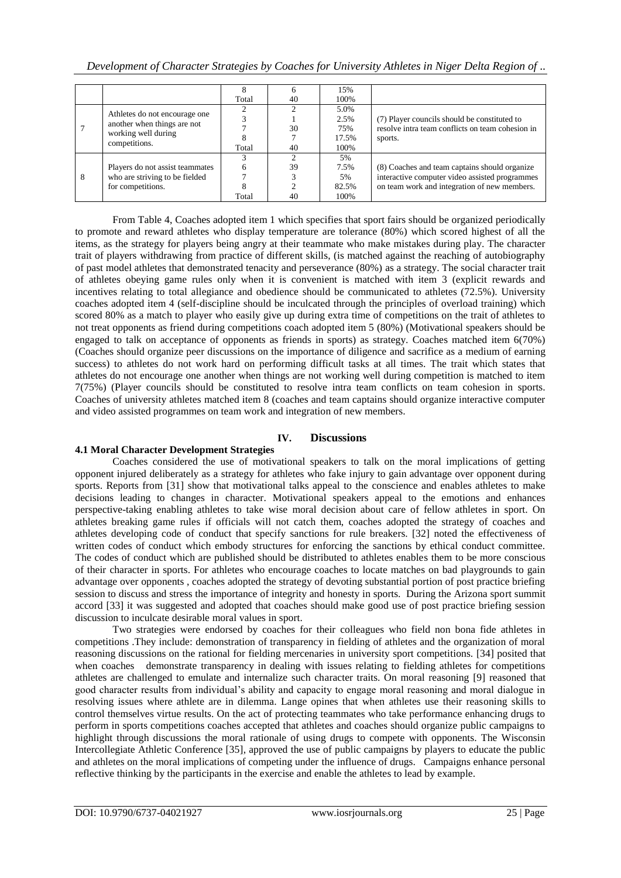| | | | | | |
|---|---|---|---|---|---|
| | | 8 | 6 | 15% | |
| | | Total | 40 | 100% | |
| 7 | Athletes do not encourage one another when things are not working well during competitions. | 2<br>3<br>7<br>8<br>Total | 2<br>1<br>30<br>7<br>40 | 5.0%<br>2.5%<br>75%<br>17.5%<br>100% | (7) Player councils should be constituted to resolve intra team conflicts on team cohesion in sports. |
| 8 | Players do not assist teammates who are striving to be fielded for competitions. | 3<br>6<br>7<br>8<br>Total | 2<br>39<br>3<br>2<br>40 | 5%<br>7.5%<br>5%<br>82.5%<br>100% | (8) Coaches and team captains should organize interactive computer video assisted programmes on team work and integration of new members. |

From Table 4, Coaches adopted item 1 which specifies that sport fairs should be organized periodically to promote and reward athletes who display temperature are tolerance (80%) which scored highest of all the items, as the strategy for players being angry at their teammate who make mistakes during play. The character trait of players withdrawing from practice of different skills, (is matched against the reaching of autobiography of past model athletes that demonstrated tenacity and perseverance (80%) as a strategy. The social character trait of athletes obeying game rules only when it is convenient is matched with item 3 (explicit rewards and incentives relating to total allegiance and obedience should be communicated to athletes (72.5%). University coaches adopted item 4 (self-discipline should be inculcated through the principles of overload training) which scored 80% as a match to player who easily give up during extra time of competitions on the trait of athletes to not treat opponents as friend during competitions coach adopted item 5 (80%) (Motivational speakers should be engaged to talk on acceptance of opponents as friends in sports) as strategy. Coaches matched item 6(70%) (Coaches should organize peer discussions on the importance of diligence and sacrifice as a medium of earning success) to athletes do not work hard on performing difficult tasks at all times. The trait which states that athletes do not encourage one another when things are not working well during competition is matched to item 7(75%) (Player councils should be constituted to resolve intra team conflicts on team cohesion in sports. Coaches of university athletes matched item 8 (coaches and team captains should organize interactive computer and video assisted programmes on team work and integration of new members.

# IV. Discussions

## 4.1 Moral Character Development Strategies

Coaches considered the use of motivational speakers to talk on the moral implications of getting opponent injured deliberately as a strategy for athletes who fake injury to gain advantage over opponent during sports. Reports from [31] show that motivational talks appeal to the conscience and enables athletes to make decisions leading to changes in character. Motivational speakers appeal to the emotions and enhances perspective-taking enabling athletes to take wise moral decision about care of fellow athletes in sport. On athletes breaking game rules if officials will not catch them, coaches adopted the strategy of coaches and athletes developing code of conduct that specify sanctions for rule breakers. [32] noted the effectiveness of written codes of conduct which embody structures for enforcing the sanctions by ethical conduct committee. The codes of conduct which are published should be distributed to athletes enables them to be more conscious of their character in sports. For athletes who encourage coaches to locate matches on bad playgrounds to gain advantage over opponents , coaches adopted the strategy of devoting substantial portion of post practice briefing session to discuss and stress the importance of integrity and honesty in sports. During the Arizona sport summit accord [33] it was suggested and adopted that coaches should make good use of post practice briefing session discussion to inculcate desirable moral values in sport.

Two strategies were endorsed by coaches for their colleagues who field non bona fide athletes in competitions .They include: demonstration of transparency in fielding of athletes and the organization of moral reasoning discussions on the rational for fielding mercenaries in university sport competitions. [34] posited that when coaches demonstrate transparency in dealing with issues relating to fielding athletes for competitions athletes are challenged to emulate and internalize such character traits. On moral reasoning [9] reasoned that good character results from individual's ability and capacity to engage moral reasoning and moral dialogue in resolving issues where athlete are in dilemma. Lange opines that when athletes use their reasoning skills to control themselves virtue results. On the act of protecting teammates who take performance enhancing drugs to perform in sports competitions coaches accepted that athletes and coaches should organize public campaigns to highlight through discussions the moral rationale of using drugs to compete with opponents. The Wisconsin Intercollegiate Athletic Conference [35], approved the use of public campaigns by players to educate the public and athletes on the moral implications of competing under the influence of drugs. Campaigns enhance personal reflective thinking by the participants in the exercise and enable the athletes to lead by example.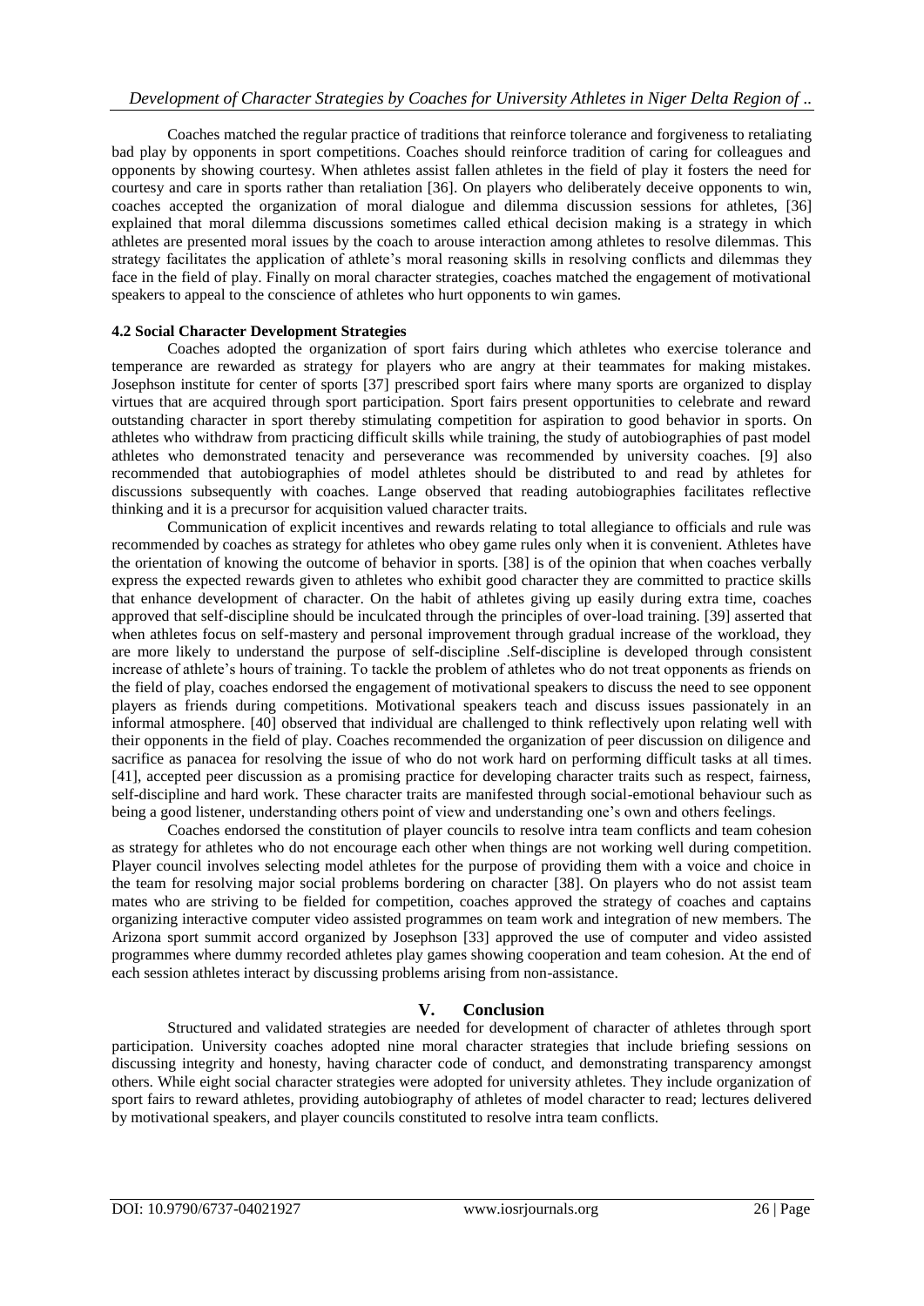Coaches matched the regular practice of traditions that reinforce tolerance and forgiveness to retaliating bad play by opponents in sport competitions. Coaches should reinforce tradition of caring for colleagues and opponents by showing courtesy. When athletes assist fallen athletes in the field of play it fosters the need for courtesy and care in sports rather than retaliation [36]. On players who deliberately deceive opponents to win, coaches accepted the organization of moral dialogue and dilemma discussion sessions for athletes, [36] explained that moral dilemma discussions sometimes called ethical decision making is a strategy in which athletes are presented moral issues by the coach to arouse interaction among athletes to resolve dilemmas. This strategy facilitates the application of athlete's moral reasoning skills in resolving conflicts and dilemmas they face in the field of play. Finally on moral character strategies, coaches matched the engagement of motivational speakers to appeal to the conscience of athletes who hurt opponents to win games.

### 4.2 Social Character Development Strategies

Coaches adopted the organization of sport fairs during which athletes who exercise tolerance and temperance are rewarded as strategy for players who are angry at their teammates for making mistakes. Josephson institute for center of sports [37] prescribed sport fairs where many sports are organized to display virtues that are acquired through sport participation. Sport fairs present opportunities to celebrate and reward outstanding character in sport thereby stimulating competition for aspiration to good behavior in sports. On athletes who withdraw from practicing difficult skills while training, the study of autobiographies of past model athletes who demonstrated tenacity and perseverance was recommended by university coaches. [9] also recommended that autobiographies of model athletes should be distributed to and read by athletes for discussions subsequently with coaches. Lange observed that reading autobiographies facilitates reflective thinking and it is a precursor for acquisition valued character traits.

Communication of explicit incentives and rewards relating to total allegiance to officials and rule was recommended by coaches as strategy for athletes who obey game rules only when it is convenient. Athletes have the orientation of knowing the outcome of behavior in sports. [38] is of the opinion that when coaches verbally express the expected rewards given to athletes who exhibit good character they are committed to practice skills that enhance development of character. On the habit of athletes giving up easily during extra time, coaches approved that self-discipline should be inculcated through the principles of over-load training. [39] asserted that when athletes focus on self-mastery and personal improvement through gradual increase of the workload, they are more likely to understand the purpose of self-discipline .Self-discipline is developed through consistent increase of athlete's hours of training. To tackle the problem of athletes who do not treat opponents as friends on the field of play, coaches endorsed the engagement of motivational speakers to discuss the need to see opponent players as friends during competitions. Motivational speakers teach and discuss issues passionately in an informal atmosphere. [40] observed that individual are challenged to think reflectively upon relating well with their opponents in the field of play. Coaches recommended the organization of peer discussion on diligence and sacrifice as panacea for resolving the issue of who do not work hard on performing difficult tasks at all times. [41], accepted peer discussion as a promising practice for developing character traits such as respect, fairness, self-discipline and hard work. These character traits are manifested through social-emotional behaviour such as being a good listener, understanding others point of view and understanding one's own and others feelings.

Coaches endorsed the constitution of player councils to resolve intra team conflicts and team cohesion as strategy for athletes who do not encourage each other when things are not working well during competition. Player council involves selecting model athletes for the purpose of providing them with a voice and choice in the team for resolving major social problems bordering on character [38]. On players who do not assist team mates who are striving to be fielded for competition, coaches approved the strategy of coaches and captains organizing interactive computer video assisted programmes on team work and integration of new members. The Arizona sport summit accord organized by Josephson [33] approved the use of computer and video assisted programmes where dummy recorded athletes play games showing cooperation and team cohesion. At the end of each session athletes interact by discussing problems arising from non-assistance.

## V. Conclusion

Structured and validated strategies are needed for development of character of athletes through sport participation. University coaches adopted nine moral character strategies that include briefing sessions on discussing integrity and honesty, having character code of conduct, and demonstrating transparency amongst others. While eight social character strategies were adopted for university athletes. They include organization of sport fairs to reward athletes, providing autobiography of athletes of model character to read; lectures delivered by motivational speakers, and player councils constituted to resolve intra team conflicts.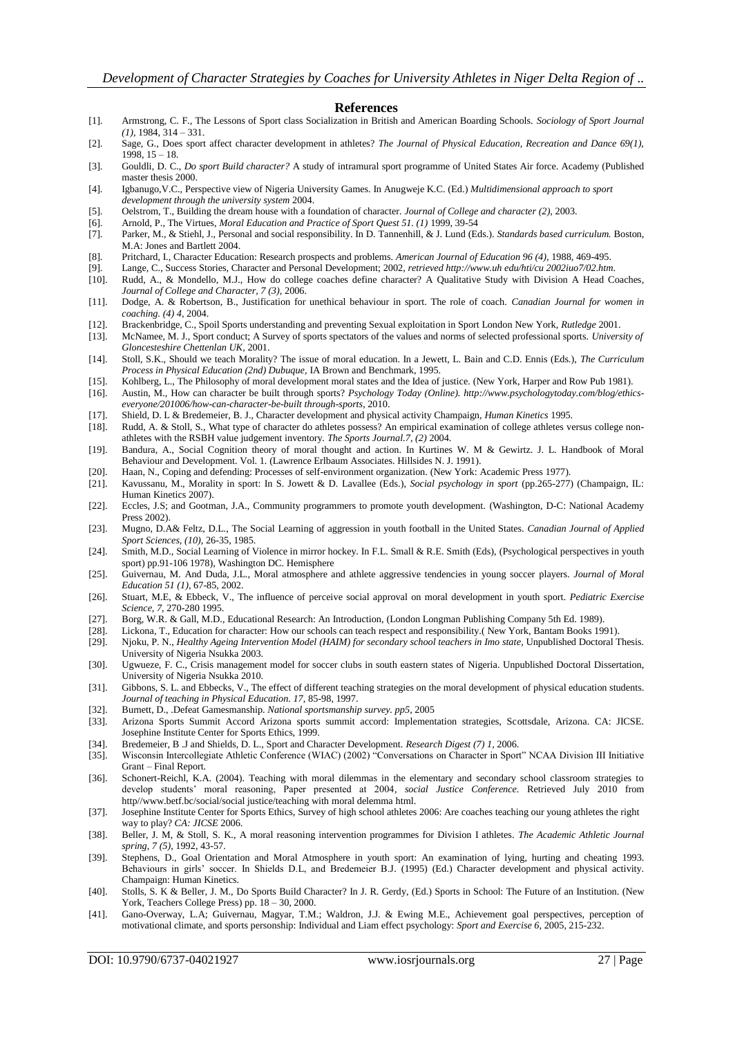## References

[1]. Armstrong, C. F., The Lessons of Sport class Socialization in British and American Boarding Schools. *Sociology of Sport Journal (1)*, 1984, 314 – 331.

[2]. Sage, G., Does sport affect character development in athletes? *The Journal of Physical Education, Recreation and Dance 69(1)*, 1998, 15 – 18.

[3]. Gouldli, D. C., *Do sport Build character?* A study of intramural sport programme of United States Air force. Academy (Published master thesis 2000.

[4]. Igbanugo,V.C., Perspective view of Nigeria University Games. In Anugweje K.C. (Ed.) *Multidimensional approach to sport development through the university system* 2004.

[5]. Oelstrom, T., Building the dream house with a foundation of character. *Journal of College and character (2)*, 2003.

[6]. Arnold, P., The Virtues, *Moral Education and Practice of Sport Quest 51. (1)* 1999, 39-54

[7]. Parker, M., & Stiehl, J., Personal and social responsibility. In D. Tannenhill, & J. Lund (Eds.). *Standards based curriculum.* Boston, M.A: Jones and Bartlett 2004.

[8]. Pritchard, I., Character Education: Research prospects and problems. *American Journal of Education 96 (4)*, 1988, 469-495.

[9]. Lange, C., Success Stories, Character and Personal Development; 2002, *retrieved http://www.uh edu/hti/cu 2002iuo7/02.htm*.

[10]. Rudd, A., & Mondello, M.J., How do college coaches define character? A Qualitative Study with Division A Head Coaches, *Journal of College and Character, 7 (3)*, 2006.

[11]. Dodge, A. & Robertson, B., Justification for unethical behaviour in sport. The role of coach. *Canadian Journal for women in coaching. (4) 4*, 2004.

[12]. Brackenbridge, C., Spoil Sports understanding and preventing Sexual exploitation in Sport London New York, *Rutledge* 2001.

[13]. McNamee, M. J., Sport conduct; A Survey of sports spectators of the values and norms of selected professional sports. *University of Gloncesteshire Chettenlan UK*, 2001.

[14]. Stoll, S.K., Should we teach Morality? The issue of moral education. In a Jewett, L. Bain and C.D. Ennis (Eds.), *The Curriculum Process in Physical Education (2nd) Dubuque*, IA Brown and Benchmark, 1995.

[15]. Kohlberg, L., The Philosophy of moral development moral states and the Idea of justice. (New York, Harper and Row Pub 1981).

[16]. Austin, M., How can character be built through sports? *Psychology Today (Online). http://www.psychologytoday.com/blog/ethics-everyone/201006/how-can-character-be-built through-sports*, 2010.

[17]. Shield, D. L & Bredemeier, B. J., Character development and physical activity Champaign, *Human Kinetics* 1995.

[18]. Rudd, A. & Stoll, S., What type of character do athletes possess? An empirical examination of college athletes versus college non-athletes with the RSBH value judgement inventory. *The Sports Journal.7, (2)* 2004.

[19]. Bandura, A., Social Cognition theory of moral thought and action. In Kurtines W. M & Gewirtz. J. L. Handbook of Moral Behaviour and Development. Vol. 1. (Lawrence Erlbaum Associates. Hillsides N. J. 1991).

[20]. Haan, N., Coping and defending: Processes of self-environment organization. (New York: Academic Press 1977).

[21]. Kavussanu, M., Morality in sport: In S. Jowett & D. Lavallee (Eds.), *Social psychology in sport* (pp.265-277) (Champaign, IL: Human Kinetics 2007).

[22]. Eccles, J.S; and Gootman, J.A., Community programmers to promote youth development. (Washington, D-C: National Academy Press 2002).

[23]. Mugno, D.A& Feltz, D.L., The Social Learning of aggression in youth football in the United States. *Canadian Journal of Applied Sport Sciences, (10)*, 26-35, 1985.

[24]. Smith, M.D., Social Learning of Violence in mirror hockey. In F.L. Small & R.E. Smith (Eds), (Psychological perspectives in youth sport) pp.91-106 1978), Washington DC. Hemisphere

[25]. Guivernau, M. And Duda, J.L., Moral atmosphere and athlete aggressive tendencies in young soccer players. *Journal of Moral Education 51 (1)*, 67-85, 2002.

[26]. Stuart, M.E, & Ebbeck, V., The influence of perceive social approval on moral development in youth sport. *Pediatric Exercise Science, 7*, 270-280 1995.

[27]. Borg, W.R. & Gall, M.D., Educational Research: An Introduction, (London Longman Publishing Company 5th Ed. 1989).

[28]. Lickona, T., Education for character: How our schools can teach respect and responsibility.( New York, Bantam Books 1991).

[29]. Njoku, P. N., *Healthy Ageing Intervention Model (HAIM) for secondary school teachers in Imo state*, Unpublished Doctoral Thesis. University of Nigeria Nsukka 2003.

[30]. Ugwueze, F. C., Crisis management model for soccer clubs in south eastern states of Nigeria. Unpublished Doctoral Dissertation, University of Nigeria Nsukka 2010.

[31]. Gibbons, S. L. and Ebbecks, V., The effect of different teaching strategies on the moral development of physical education students. *Journal of teaching in Physical Education. 17*, 85-98, 1997.

[32]. Burnett, D., .Defeat Gamesmanship. *National sportsmanship survey. pp5*, 2005

[33]. Arizona Sports Summit Accord Arizona sports summit accord: Implementation strategies, Scottsdale, Arizona. CA: JICSE. Josephine Institute Center for Sports Ethics, 1999.

[34]. Bredemeier, B .J and Shields, D. L., Sport and Character Development. *Research Digest (7) 1*, 2006.

[35]. Wisconsin Intercollegiate Athletic Conference (WIAC) (2002) "Conversations on Character in Sport" NCAA Division III Initiative Grant – Final Report.

[36]. Schonert-Reichl, K.A. (2004). Teaching with moral dilemmas in the elementary and secondary school classroom strategies to develop students' moral reasoning, Paper presented at 2004, *social Justice Conference*. Retrieved July 2010 from http//www.betf.bc/social/social justice/teaching with moral delemma html.

[37]. Josephine Institute Center for Sports Ethics, Survey of high school athletes 2006: Are coaches teaching our young athletes the right way to play? *CA: JICSE* 2006.

[38]. Beller, J. M, & Stoll, S. K., A moral reasoning intervention programmes for Division I athletes. *The Academic Athletic Journal spring, 7 (5)*, 1992, 43-57.

[39]. Stephens, D., Goal Orientation and Moral Atmosphere in youth sport: An examination of lying, hurting and cheating 1993. Behaviours in girls' soccer. In Shields D.L, and Bredemeier B.J. (1995) (Ed.) Character development and physical activity. Champaign: Human Kinetics.

[40]. Stolls, S. K & Beller, J. M., Do Sports Build Character? In J. R. Gerdy, (Ed.) Sports in School: The Future of an Institution. (New York, Teachers College Press) pp. 18 – 30, 2000.

[41]. Gano-Overway, L.A; Guivernau, Magyar, T.M.; Waldron, J.J. & Ewing M.E., Achievement goal perspectives, perception of motivational climate, and sports personship: Individual and Liam effect psychology: *Sport and Exercise 6*, 2005, 215-232.